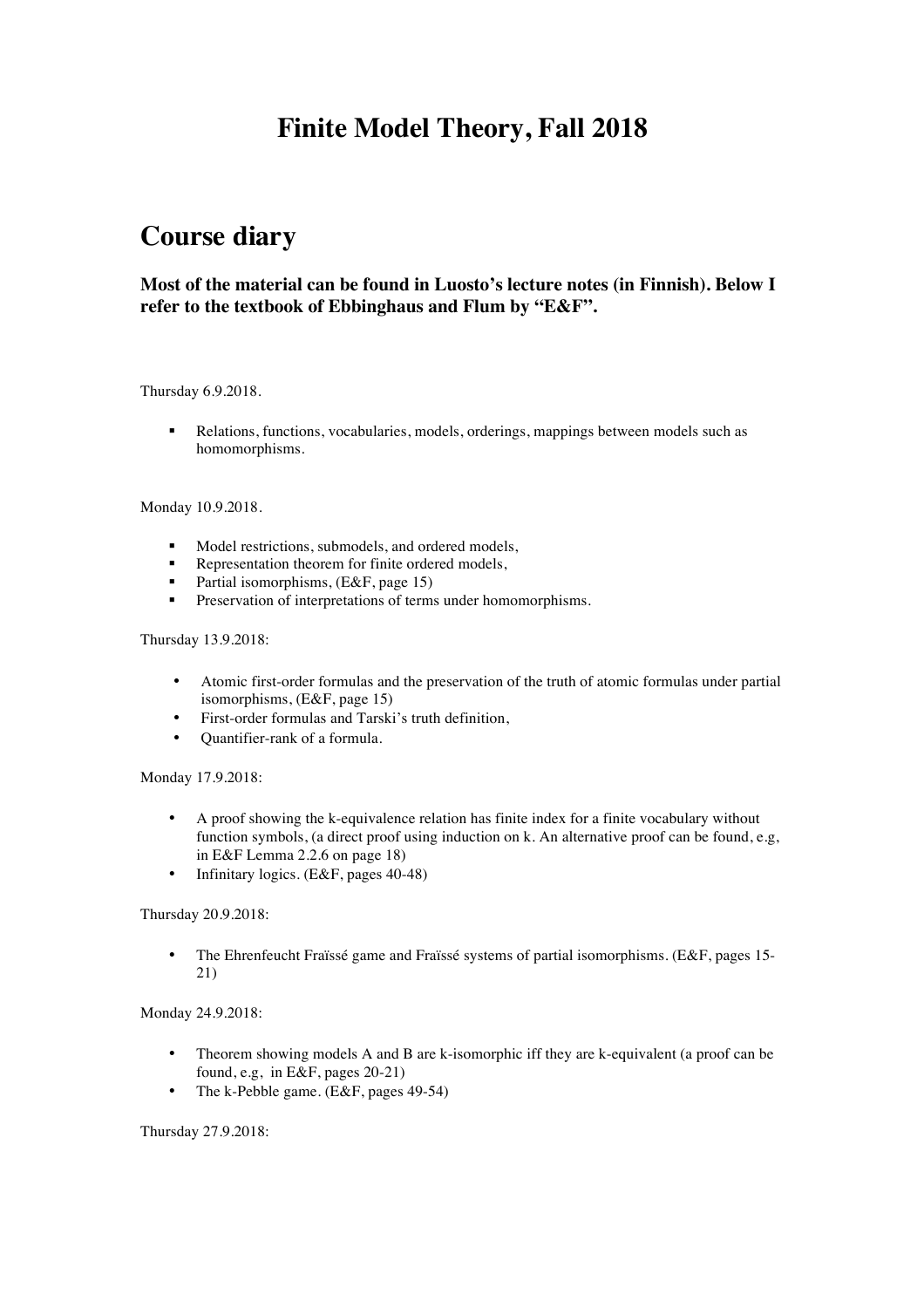# Finite Model Theory, Fall 2018

## Course diary

**Most of the material can be found in Luosto's lecture notes (in Finnish). Below I refer to the textbook of Ebbinghaus and Flum by "E&F".**

Thursday 6.9.2018.

- Relations, functions, vocabularies, models, orderings, mappings between models such as homomorphisms.

Monday 10.9.2018.

- Model restrictions, submodels, and ordered models,
- Representation theorem for finite ordered models,
- Partial isomorphisms, (E&F, page 15)
- Preservation of interpretations of terms under homomorphisms.

Thursday 13.9.2018:

- Atomic first-order formulas and the preservation of the truth of atomic formulas under partial isomorphisms, (E&F, page 15)
- First-order formulas and Tarski's truth definition,
- Quantifier-rank of a formula.

Monday 17.9.2018:

- A proof showing the k-equivalence relation has finite index for a finite vocabulary without function symbols, (a direct proof using induction on k. An alternative proof can be found, e.g, in E&F Lemma 2.2.6 on page 18)
- Infinitary logics. (E&F, pages 40-48)

Thursday 20.9.2018:

- The Ehrenfeucht Fraïssé game and Fraïssé systems of partial isomorphisms. (E&F, pages 15-21)

Monday 24.9.2018:

- Theorem showing models A and B are k-isomorphic iff they are k-equivalent (a proof can be found, e.g, in E&F, pages 20-21)
- The k-Pebble game. (E&F, pages 49-54)

Thursday 27.9.2018: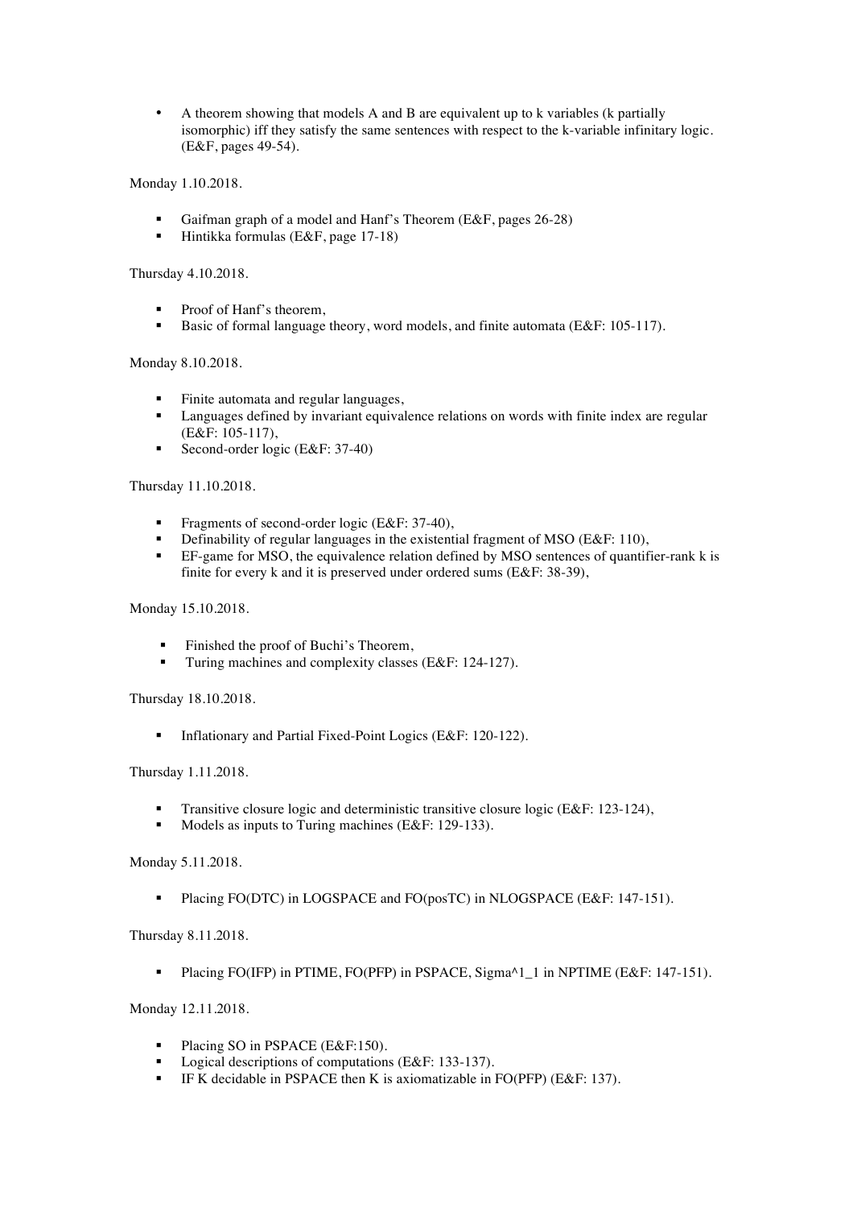- A theorem showing that models A and B are equivalent up to k variables (k partially isomorphic) iff they satisfy the same sentences with respect to the k-variable infinitary logic. (E&F, pages 49-54).

Monday 1.10.2018.

- Gaifman graph of a model and Hanf's Theorem (E&F, pages 26-28)
- Hintikka formulas (E&F, page 17-18)

Thursday 4.10.2018.

- Proof of Hanf's theorem,
- Basic of formal language theory, word models, and finite automata (E&F: 105-117).

Monday 8.10.2018.

- Finite automata and regular languages,
- Languages defined by invariant equivalence relations on words with finite index are regular (E&F: 105-117),
- Second-order logic (E&F: 37-40)

Thursday 11.10.2018.

- Fragments of second-order logic (E&F: 37-40),
- Definability of regular languages in the existential fragment of MSO (E&F: 110),
- EF-game for MSO, the equivalence relation defined by MSO sentences of quantifier-rank k is finite for every k and it is preserved under ordered sums (E&F: 38-39),

Monday 15.10.2018.

- Finished the proof of Buchi's Theorem,
- Turing machines and complexity classes (E&F: 124-127).

Thursday 18.10.2018.

- Inflationary and Partial Fixed-Point Logics (E&F: 120-122).

Thursday 1.11.2018.

- Transitive closure logic and deterministic transitive closure logic (E&F: 123-124),
- Models as inputs to Turing machines (E&F: 129-133).

Monday 5.11.2018.

- Placing FO(DTC) in LOGSPACE and FO(posTC) in NLOGSPACE (E&F: 147-151).

Thursday 8.11.2018.

- Placing FO(IFP) in PTIME, FO(PFP) in PSPACE, Sigma^1_1 in NPTIME (E&F: 147-151).

Monday 12.11.2018.

- Placing SO in PSPACE (E&F:150).
- Logical descriptions of computations (E&F: 133-137).
- IF K decidable in PSPACE then K is axiomatizable in FO(PFP) (E&F: 137).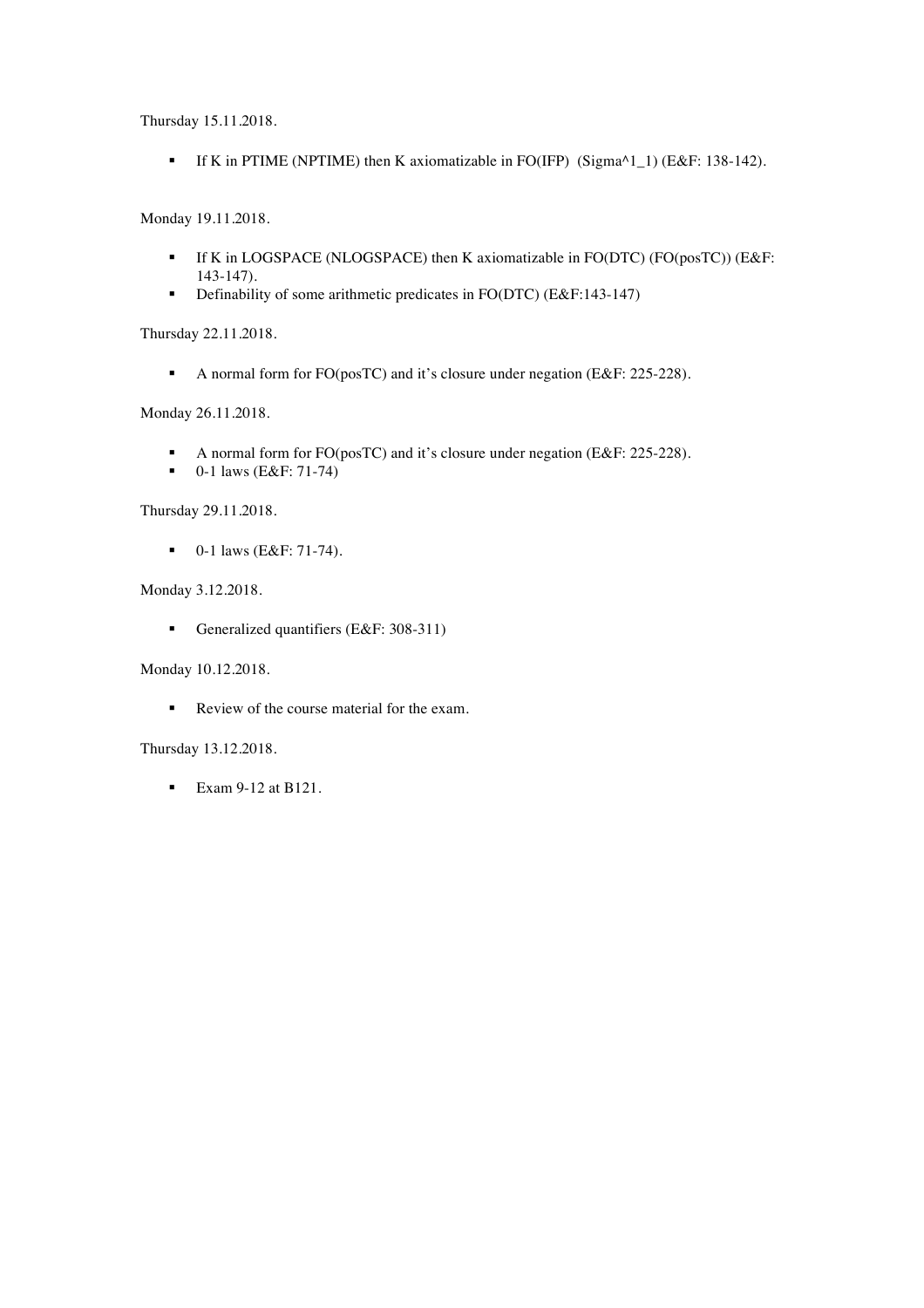Thursday 15.11.2018.

- If K in PTIME (NPTIME) then K axiomatizable in FO(IFP) (Sigma^1_1) (E&F: 138-142).

Monday 19.11.2018.

- If K in LOGSPACE (NLOGSPACE) then K axiomatizable in FO(DTC) (FO(posTC)) (E&F: 143-147).
- Definability of some arithmetic predicates in FO(DTC) (E&F:143-147)

Thursday 22.11.2018.

- A normal form for FO(posTC) and it's closure under negation (E&F: 225-228).

Monday 26.11.2018.

- A normal form for FO(posTC) and it's closure under negation (E&F: 225-228).
- 0-1 laws (E&F: 71-74)

Thursday 29.11.2018.

- 0-1 laws (E&F: 71-74).

Monday 3.12.2018.

- Generalized quantifiers (E&F: 308-311)

Monday 10.12.2018.

- Review of the course material for the exam.

Thursday 13.12.2018.

- Exam 9-12 at B121.